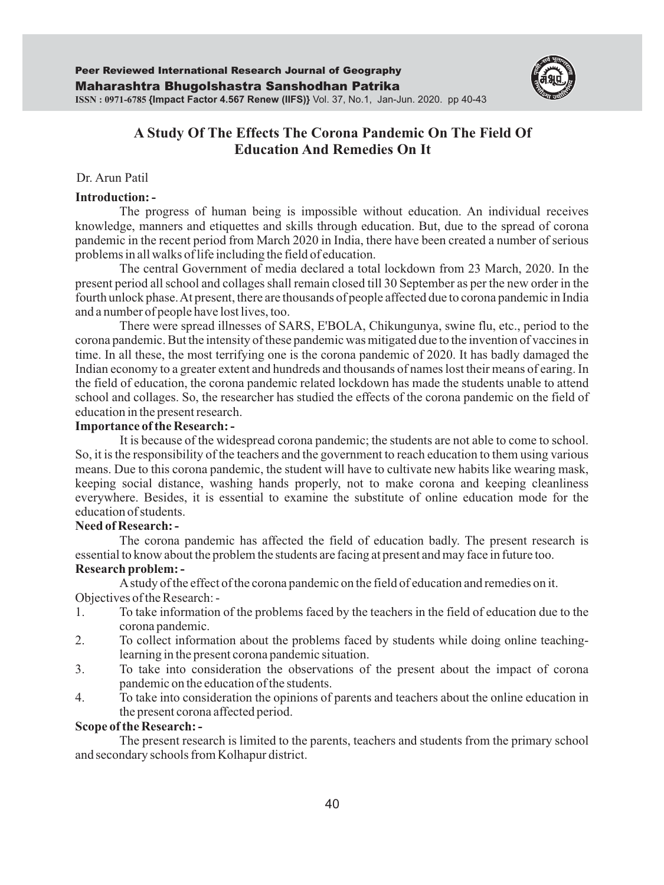# A Study Of The Effects The Corona Pandemic On The Field Of Education And Remedies On It

Dr. Arun Patil

**Introduction: -**

The progress of human being is impossible without education. An individual receives knowledge, manners and etiquettes and skills through education. But, due to the spread of corona pandemic in the recent period from March 2020 in India, there have been created a number of serious problems in all walks of life including the field of education.

The central Government of media declared a total lockdown from 23 March, 2020. In the present period all school and collages shall remain closed till 30 September as per the new order in the fourth unlock phase. At present, there are thousands of people affected due to corona pandemic in India and a number of people have lost lives, too.

There were spread illnesses of SARS, E'BOLA, Chikungunya, swine flu, etc., period to the corona pandemic. But the intensity of these pandemic was mitigated due to the invention of vaccines in time. In all these, the most terrifying one is the corona pandemic of 2020. It has badly damaged the Indian economy to a greater extent and hundreds and thousands of names lost their means of earing. In the field of education, the corona pandemic related lockdown has made the students unable to attend school and collages. So, the researcher has studied the effects of the corona pandemic on the field of education in the present research.

**Importance of the Research: -**

It is because of the widespread corona pandemic; the students are not able to come to school. So, it is the responsibility of the teachers and the government to reach education to them using various means. Due to this corona pandemic, the student will have to cultivate new habits like wearing mask, keeping social distance, washing hands properly, not to make corona and keeping cleanliness everywhere. Besides, it is essential to examine the substitute of online education mode for the education of students.

**Need of Research: -**

The corona pandemic has affected the field of education badly. The present research is essential to know about the problem the students are facing at present and may face in future too.

**Research problem: -**

A study of the effect of the corona pandemic on the field of education and remedies on it.

Objectives of the Research: -

1. To take information of the problems faced by the teachers in the field of education due to the corona pandemic.
2. To collect information about the problems faced by students while doing online teaching-learning in the present corona pandemic situation.
3. To take into consideration the observations of the present about the impact of corona pandemic on the education of the students.
4. To take into consideration the opinions of parents and teachers about the online education in the present corona affected period.

**Scope of the Research: -**

The present research is limited to the parents, teachers and students from the primary school and secondary schools from Kolhapur district.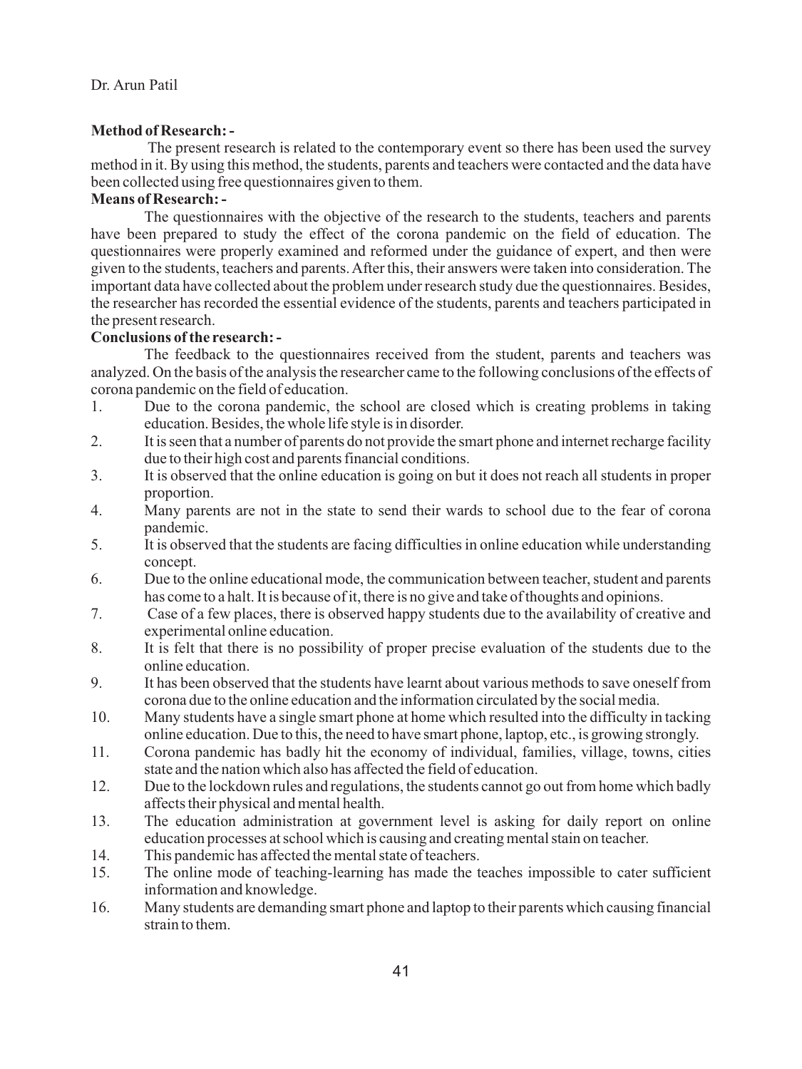**Method of Research: -**

The present research is related to the contemporary event so there has been used the survey method in it. By using this method, the students, parents and teachers were contacted and the data have been collected using free questionnaires given to them.

**Means of Research: -**

The questionnaires with the objective of the research to the students, teachers and parents have been prepared to study the effect of the corona pandemic on the field of education. The questionnaires were properly examined and reformed under the guidance of expert, and then were given to the students, teachers and parents. After this, their answers were taken into consideration. The important data have collected about the problem under research study due the questionnaires. Besides, the researcher has recorded the essential evidence of the students, parents and teachers participated in the present research.

**Conclusions of the research: -**

The feedback to the questionnaires received from the student, parents and teachers was analyzed. On the basis of the analysis the researcher came to the following conclusions of the effects of corona pandemic on the field of education.

1. Due to the corona pandemic, the school are closed which is creating problems in taking education. Besides, the whole life style is in disorder.
2. It is seen that a number of parents do not provide the smart phone and internet recharge facility due to their high cost and parents financial conditions.
3. It is observed that the online education is going on but it does not reach all students in proper proportion.
4. Many parents are not in the state to send their wards to school due to the fear of corona pandemic.
5. It is observed that the students are facing difficulties in online education while understanding concept.
6. Due to the online educational mode, the communication between teacher, student and parents has come to a halt. It is because of it, there is no give and take of thoughts and opinions.
7. Case of a few places, there is observed happy students due to the availability of creative and experimental online education.
8. It is felt that there is no possibility of proper precise evaluation of the students due to the online education.
9. It has been observed that the students have learnt about various methods to save oneself from corona due to the online education and the information circulated by the social media.
10. Many students have a single smart phone at home which resulted into the difficulty in tacking online education. Due to this, the need to have smart phone, laptop, etc., is growing strongly.
11. Corona pandemic has badly hit the economy of individual, families, village, towns, cities state and the nation which also has affected the field of education.
12. Due to the lockdown rules and regulations, the students cannot go out from home which badly affects their physical and mental health.
13. The education administration at government level is asking for daily report on online education processes at school which is causing and creating mental stain on teacher.
14. This pandemic has affected the mental state of teachers.
15. The online mode of teaching-learning has made the teaches impossible to cater sufficient information and knowledge.
16. Many students are demanding smart phone and laptop to their parents which causing financial strain to them.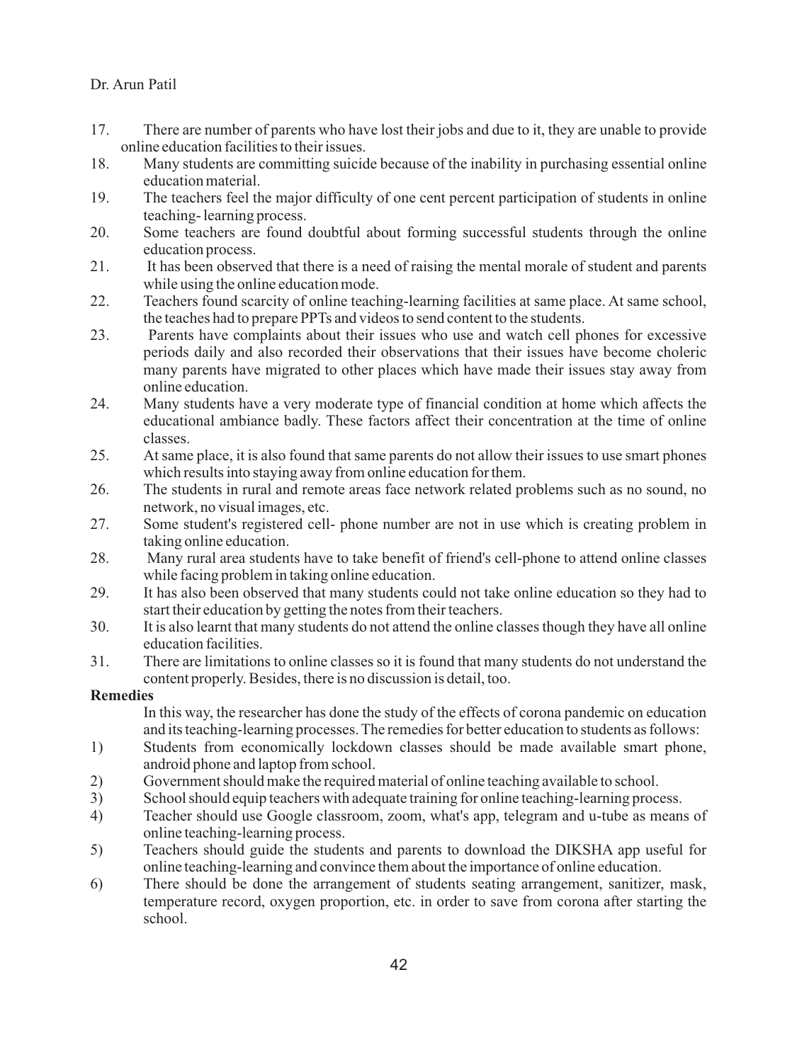17. There are number of parents who have lost their jobs and due to it, they are unable to provide online education facilities to their issues.
18. Many students are committing suicide because of the inability in purchasing essential online education material.
19. The teachers feel the major difficulty of one cent percent participation of students in online teaching- learning process.
20. Some teachers are found doubtful about forming successful students through the online education process.
21. It has been observed that there is a need of raising the mental morale of student and parents while using the online education mode.
22. Teachers found scarcity of online teaching-learning facilities at same place. At same school, the teaches had to prepare PPTs and videos to send content to the students.
23. Parents have complaints about their issues who use and watch cell phones for excessive periods daily and also recorded their observations that their issues have become choleric many parents have migrated to other places which have made their issues stay away from online education.
24. Many students have a very moderate type of financial condition at home which affects the educational ambiance badly. These factors affect their concentration at the time of online classes.
25. At same place, it is also found that same parents do not allow their issues to use smart phones which results into staying away from online education for them.
26. The students in rural and remote areas face network related problems such as no sound, no network, no visual images, etc.
27. Some student's registered cell- phone number are not in use which is creating problem in taking online education.
28. Many rural area students have to take benefit of friend's cell-phone to attend online classes while facing problem in taking online education.
29. It has also been observed that many students could not take online education so they had to start their education by getting the notes from their teachers.
30. It is also learnt that many students do not attend the online classes though they have all online education facilities.
31. There are limitations to online classes so it is found that many students do not understand the content properly. Besides, there is no discussion is detail, too.

**Remedies**

In this way, the researcher has done the study of the effects of corona pandemic on education and its teaching-learning processes. The remedies for better education to students as follows:

1) Students from economically lockdown classes should be made available smart phone, android phone and laptop from school.
2) Government should make the required material of online teaching available to school.
3) School should equip teachers with adequate training for online teaching-learning process.
4) Teacher should use Google classroom, zoom, what's app, telegram and u-tube as means of online teaching-learning process.
5) Teachers should guide the students and parents to download the DIKSHA app useful for online teaching-learning and convince them about the importance of online education.
6) There should be done the arrangement of students seating arrangement, sanitizer, mask, temperature record, oxygen proportion, etc. in order to save from corona after starting the school.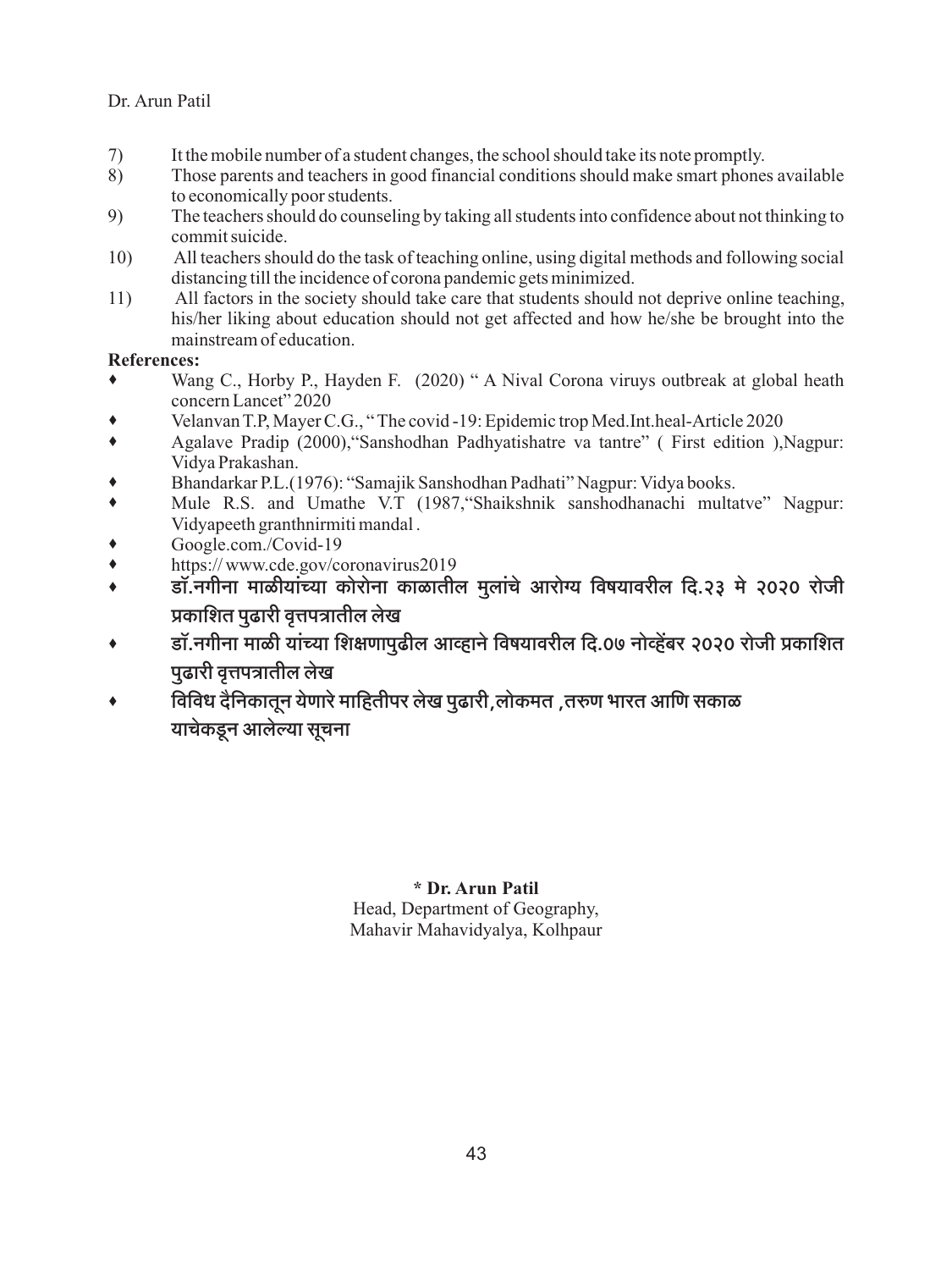7) It the mobile number of a student changes, the school should take its note promptly.
8) Those parents and teachers in good financial conditions should make smart phones available to economically poor students.
9) The teachers should do counseling by taking all students into confidence about not thinking to commit suicide.
10) All teachers should do the task of teaching online, using digital methods and following social distancing till the incidence of corona pandemic gets minimized.
11) All factors in the society should take care that students should not deprive online teaching, his/her liking about education should not get affected and how he/she be brought into the mainstream of education.

**References:**

- Wang C., Horby P., Hayden F. (2020) " A Nival Corona viruys outbreak at global heath concern Lancet" 2020
- Velanvan T.P, Mayer C.G., " The covid -19: Epidemic trop Med.Int.heal-Article 2020
- Agalave Pradip (2000),"Sanshodhan Padhyatishatre va tantre" ( First edition ),Nagpur: Vidya Prakashan.
- Bhandarkar P.L.(1976): "Samajik Sanshodhan Padhati" Nagpur: Vidya books.
- Mule R.S. and Umathe V.T (1987,"Shaikshnik sanshodhanachi multatve" Nagpur: Vidyapeeth granthnirmiti mandal .
- Google.com./Covid-19
- https:// www.cde.gov/coronavirus2019
- डॉ.नगीना माळीयांच्या कोरोना काळातील मुलांचे आरोग्य विषयावरील दि.२३ मे २०२० रोजी प्रकाशित पुढारी वृत्तपत्रातील लेख
- डॉ.नगीना माळी यांच्या शिक्षणापुढील आव्हाने विषयावरील दि.०७ नोव्हेंबर २०२० रोजी प्रकाशित पुढारी वृत्तपत्रातील लेख
- विविध दैनिकातून येणारे माहितीपर लेख पुढारी,लोकमत ,तरुण भारत आणि सकाळ याचेकडून आलेल्या सूचना

**\* Dr. Arun Patil**
Head, Department of Geography,
Mahavir Mahavidyalya, Kolhpaur